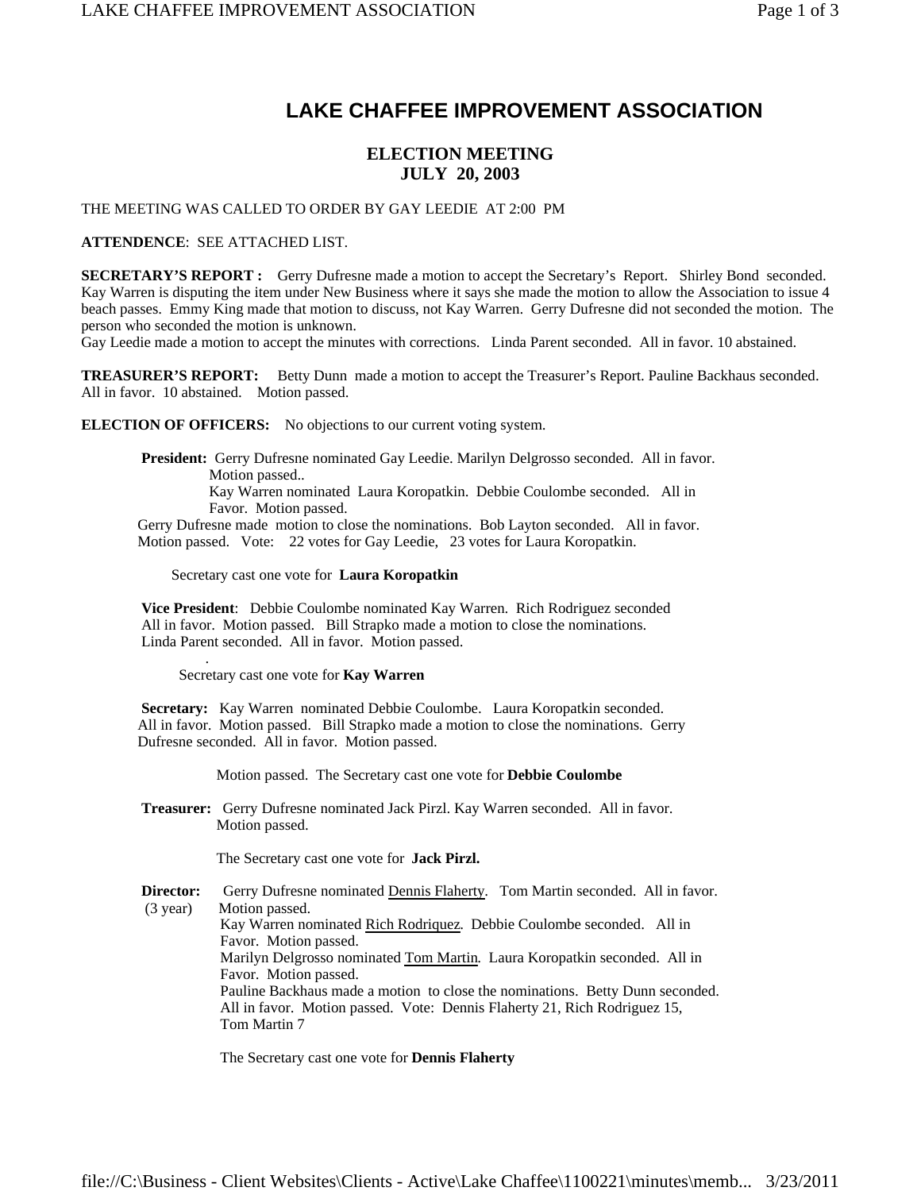# LAKE CHAFFEE IMPROVEMENT ASSOCIATION

## ELECTION MEETING
## JULY 20, 2003

THE MEETING WAS CALLED TO ORDER BY GAY LEEDIE AT 2:00 PM

**ATTENDENCE**: SEE ATTACHED LIST.

**SECRETARY'S REPORT :** Gerry Dufresne made a motion to accept the Secretary's Report. Shirley Bond seconded. Kay Warren is disputing the item under New Business where it says she made the motion to allow the Association to issue 4 beach passes. Emmy King made that motion to discuss, not Kay Warren. Gerry Dufresne did not seconded the motion. The person who seconded the motion is unknown.
Gay Leedie made a motion to accept the minutes with corrections. Linda Parent seconded. All in favor. 10 abstained.

**TREASURER'S REPORT:** Betty Dunn made a motion to accept the Treasurer's Report. Pauline Backhaus seconded. All in favor. 10 abstained. Motion passed.

**ELECTION OF OFFICERS:** No objections to our current voting system.

**President:** Gerry Dufresne nominated Gay Leedie. Marilyn Delgrosso seconded. All in favor. Motion passed..
Kay Warren nominated Laura Koropatkin. Debbie Coulombe seconded. All in Favor. Motion passed.
Gerry Dufresne made motion to close the nominations. Bob Layton seconded. All in favor. Motion passed. Vote: 22 votes for Gay Leedie, 23 votes for Laura Koropatkin.

Secretary cast one vote for **Laura Koropatkin**

**Vice President**: Debbie Coulombe nominated Kay Warren. Rich Rodriguez seconded All in favor. Motion passed. Bill Strapko made a motion to close the nominations. Linda Parent seconded. All in favor. Motion passed.

Secretary cast one vote for **Kay Warren**

**Secretary:** Kay Warren nominated Debbie Coulombe. Laura Koropatkin seconded. All in favor. Motion passed. Bill Strapko made a motion to close the nominations. Gerry Dufresne seconded. All in favor. Motion passed.

Motion passed. The Secretary cast one vote for **Debbie Coulombe**

**Treasurer:** Gerry Dufresne nominated Jack Pirzl. Kay Warren seconded. All in favor. Motion passed.

The Secretary cast one vote for **Jack Pirzl.**

**Director:** (3 year) Gerry Dufresne nominated Dennis Flaherty. Tom Martin seconded. All in favor. Motion passed.
Kay Warren nominated Rich Rodriquez. Debbie Coulombe seconded. All in Favor. Motion passed.
Marilyn Delgrosso nominated Tom Martin. Laura Koropatkin seconded. All in Favor. Motion passed.
Pauline Backhaus made a motion to close the nominations. Betty Dunn seconded. All in favor. Motion passed. Vote: Dennis Flaherty 21, Rich Rodriguez 15, Tom Martin 7

The Secretary cast one vote for **Dennis Flaherty**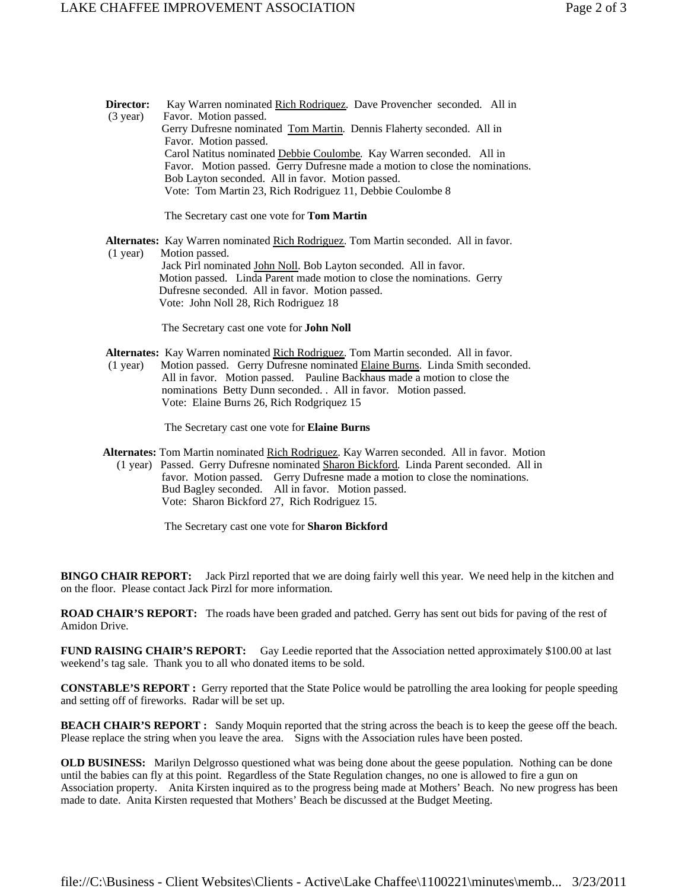**Director:** Kay Warren nominated Rich Rodriquez. Dave Provencher seconded. All in
(3 year) Favor. Motion passed.
Gerry Dufresne nominated Tom Martin. Dennis Flaherty seconded. All in Favor. Motion passed.
Carol Natitus nominated Debbie Coulombe. Kay Warren seconded. All in Favor. Motion passed. Gerry Dufresne made a motion to close the nominations. Bob Layton seconded. All in favor. Motion passed.
Vote: Tom Martin 23, Rich Rodriguez 11, Debbie Coulombe 8

The Secretary cast one vote for **Tom Martin**

**Alternates:** Kay Warren nominated Rich Rodriguez. Tom Martin seconded. All in favor.
(1 year) Motion passed.
Jack Pirl nominated John Noll. Bob Layton seconded. All in favor. Motion passed. Linda Parent made motion to close the nominations. Gerry Dufresne seconded. All in favor. Motion passed.
Vote: John Noll 28, Rich Rodriguez 18

The Secretary cast one vote for **John Noll**

**Alternates:** Kay Warren nominated Rich Rodriguez. Tom Martin seconded. All in favor.
(1 year) Motion passed. Gerry Dufresne nominated Elaine Burns. Linda Smith seconded. All in favor. Motion passed. Pauline Backhaus made a motion to close the nominations Betty Dunn seconded. . All in favor. Motion passed.
Vote: Elaine Burns 26, Rich Rodgriquez 15

The Secretary cast one vote for **Elaine Burns**

**Alternates:** Tom Martin nominated Rich Rodriguez. Kay Warren seconded. All in favor. Motion
(1 year) Passed. Gerry Dufresne nominated Sharon Bickford. Linda Parent seconded. All in favor. Motion passed. Gerry Dufresne made a motion to close the nominations. Bud Bagley seconded. All in favor. Motion passed.
Vote: Sharon Bickford 27, Rich Rodriguez 15.

The Secretary cast one vote for **Sharon Bickford**

**BINGO CHAIR REPORT:** Jack Pirzl reported that we are doing fairly well this year. We need help in the kitchen and on the floor. Please contact Jack Pirzl for more information.

**ROAD CHAIR'S REPORT:** The roads have been graded and patched. Gerry has sent out bids for paving of the rest of Amidon Drive.

**FUND RAISING CHAIR'S REPORT:** Gay Leedie reported that the Association netted approximately $100.00 at last weekend's tag sale. Thank you to all who donated items to be sold.

**CONSTABLE'S REPORT :** Gerry reported that the State Police would be patrolling the area looking for people speeding and setting off of fireworks. Radar will be set up.

**BEACH CHAIR'S REPORT :** Sandy Moquin reported that the string across the beach is to keep the geese off the beach. Please replace the string when you leave the area. Signs with the Association rules have been posted.

**OLD BUSINESS:** Marilyn Delgrosso questioned what was being done about the geese population. Nothing can be done until the babies can fly at this point. Regardless of the State Regulation changes, no one is allowed to fire a gun on Association property. Anita Kirsten inquired as to the progress being made at Mothers' Beach. No new progress has been made to date. Anita Kirsten requested that Mothers' Beach be discussed at the Budget Meeting.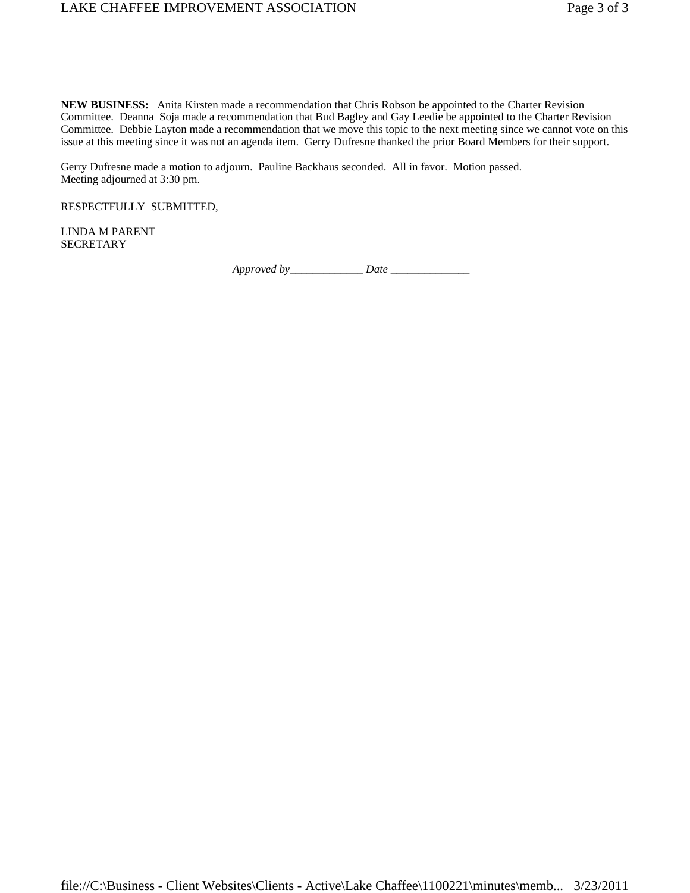**NEW BUSINESS:** Anita Kirsten made a recommendation that Chris Robson be appointed to the Charter Revision Committee. Deanna Soja made a recommendation that Bud Bagley and Gay Leedie be appointed to the Charter Revision Committee. Debbie Layton made a recommendation that we move this topic to the next meeting since we cannot vote on this issue at this meeting since it was not an agenda item. Gerry Dufresne thanked the prior Board Members for their support.

Gerry Dufresne made a motion to adjourn. Pauline Backhaus seconded. All in favor. Motion passed.
Meeting adjourned at 3:30 pm.

RESPECTFULLY SUBMITTED,

LINDA M PARENT
SECRETARY

*Approved by_____________ Date ______________*